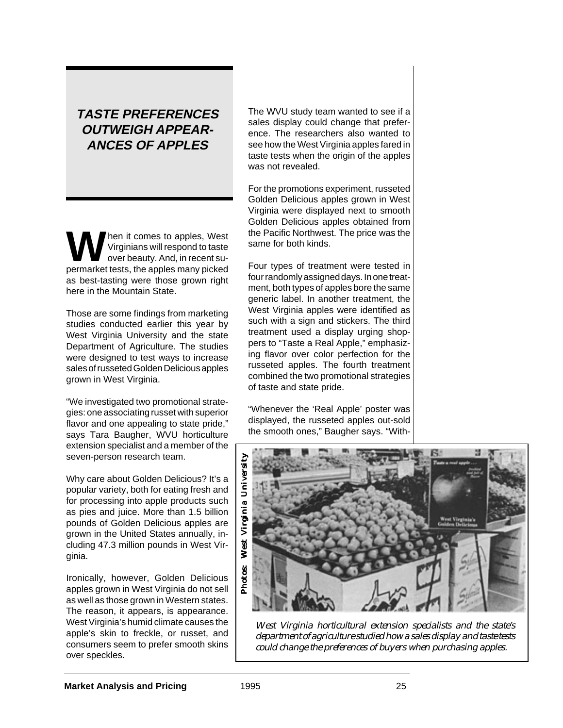## TASTE PREFERENCES OUTWEIGH APPEARANCES OF APPLES

When it comes to apples, West Virginians will respond to taste over beauty. And, in recent supermarket tests, the apples many picked as best-tasting were those grown right here in the Mountain State.

Those are some findings from marketing studies conducted earlier this year by West Virginia University and the state Department of Agriculture. The studies were designed to test ways to increase sales of russeted Golden Delicious apples grown in West Virginia.

"We investigated two promotional strategies: one associating russet with superior flavor and one appealing to state pride," says Tara Baugher, WVU horticulture extension specialist and a member of the seven-person research team.

Why care about Golden Delicious? It's a popular variety, both for eating fresh and for processing into apple products such as pies and juice. More than 1.5 billion pounds of Golden Delicious apples are grown in the United States annually, including 47.3 million pounds in West Virginia.

Ironically, however, Golden Delicious apples grown in West Virginia do not sell as well as those grown in Western states. The reason, it appears, is appearance. West Virginia's humid climate causes the apple's skin to freckle, or russet, and consumers seem to prefer smooth skins over speckles.

The WVU study team wanted to see if a sales display could change that preference. The researchers also wanted to see how the West Virginia apples fared in taste tests when the origin of the apples was not revealed.

For the promotions experiment, russeted Golden Delicious apples grown in West Virginia were displayed next to smooth Golden Delicious apples obtained from the Pacific Northwest. The price was the same for both kinds.

Four types of treatment were tested in four randomly assigned days. In one treatment, both types of apples bore the same generic label. In another treatment, the West Virginia apples were identified as such with a sign and stickers. The third treatment used a display urging shoppers to "Taste a Real Apple," emphasizing flavor over color perfection for the russeted apples. The fourth treatment combined the two promotional strategies of taste and state pride.

"Whenever the 'Real Apple' poster was displayed, the russeted apples out-sold the smooth ones," Baugher says. "With-

Photos: West Virginia University

*West Virginia horticultural extension specialists and the state's department of agriculture studied how a sales display and taste tests could change the preferences of buyers when purchasing apples.*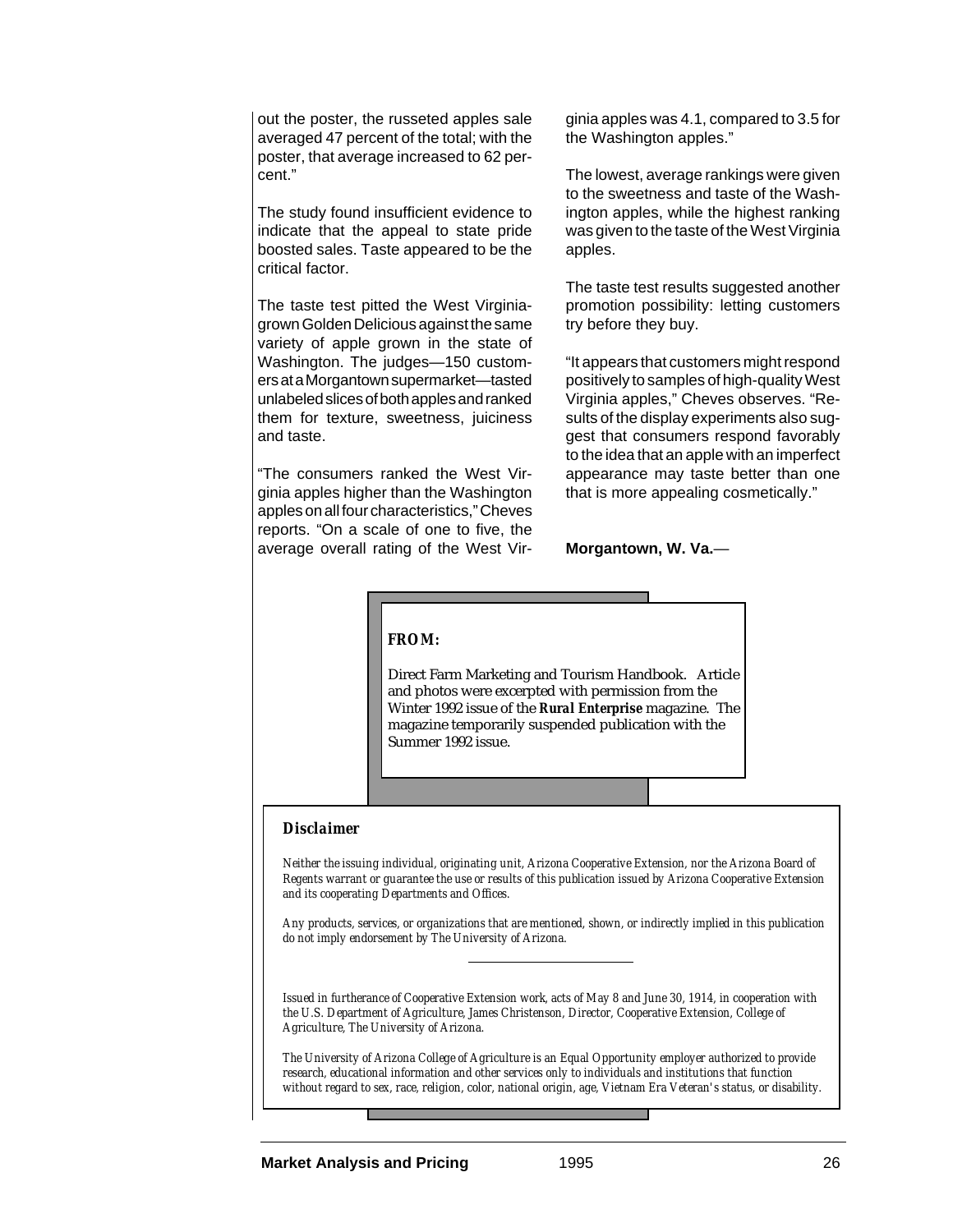out the poster, the russeted apples sale averaged 47 percent of the total; with the poster, that average increased to 62 percent."

The study found insufficient evidence to indicate that the appeal to state pride boosted sales. Taste appeared to be the critical factor.

The taste test pitted the West Virginia-grown Golden Delicious against the same variety of apple grown in the state of Washington. The judges—150 customers at a Morgantown supermarket—tasted unlabeled slices of both apples and ranked them for texture, sweetness, juiciness and taste.

"The consumers ranked the West Virginia apples higher than the Washington apples on all four characteristics," Cheves reports. "On a scale of one to five, the average overall rating of the West Virginia apples was 4.1, compared to 3.5 for the Washington apples."

The lowest, average rankings were given to the sweetness and taste of the Washington apples, while the highest ranking was given to the taste of the West Virginia apples.

The taste test results suggested another promotion possibility: letting customers try before they buy.

"It appears that customers might respond positively to samples of high-quality West Virginia apples," Cheves observes. "Results of the display experiments also suggest that consumers respond favorably to the idea that an apple with an imperfect appearance may taste better than one that is more appealing cosmetically."

**Morgantown, W. Va.**—

***FROM:***

Direct Farm Marketing and Tourism Handbook. Article and photos were excerpted with permission from the Winter 1992 issue of the ***Rural Enterprise*** magazine. The magazine temporarily suspended publication with the Summer 1992 issue.

***Disclaimer***

*Neither the issuing individual, originating unit, Arizona Cooperative Extension, nor the Arizona Board of Regents warrant or guarantee the use or results of this publication issued by Arizona Cooperative Extension and its cooperating Departments and Offices.*

*Any products, services, or organizations that are mentioned, shown, or indirectly implied in this publication do not imply endorsement by The University of Arizona.*

---

*Issued in furtherance of Cooperative Extension work, acts of May 8 and June 30, 1914, in cooperation with the U.S. Department of Agriculture, James Christenson, Director, Cooperative Extension, College of Agriculture, The University of Arizona.*

*The University of Arizona College of Agriculture is an Equal Opportunity employer authorized to provide research, educational information and other services only to individuals and institutions that function without regard to sex, race, religion, color, national origin, age, Vietnam Era Veteran's status, or disability.*